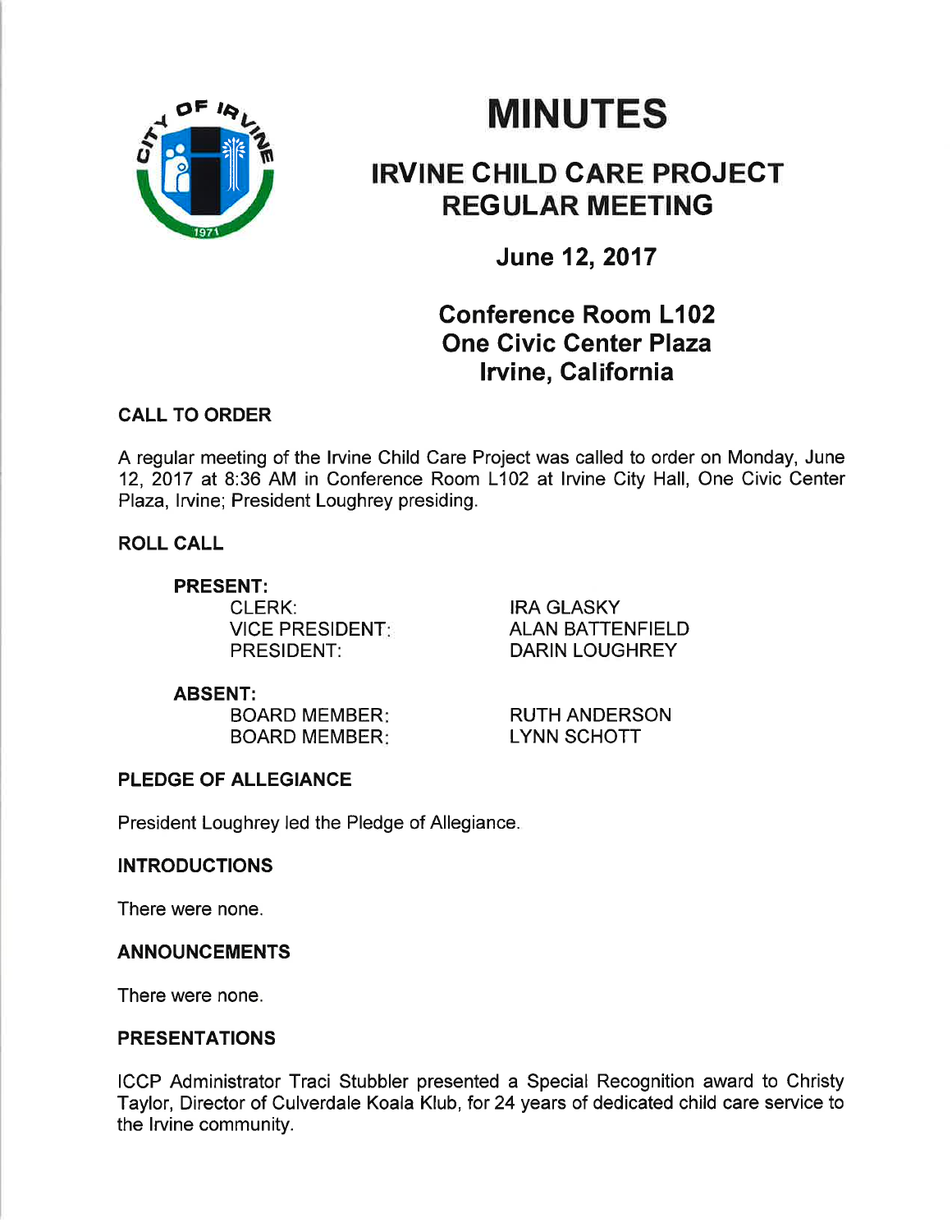# MINUTES

## IRVINE CHILD CARE PROJECT REGULAR MEETING

### June 12, 2017

### Conference Room L102
### One Civic Center Plaza
### Irvine, California

**CALL TO ORDER**

A regular meeting of the Irvine Child Care Project was called to order on Monday, June 12, 2017 at 8:36 AM in Conference Room L102 at Irvine City Hall, One Civic Center Plaza, Irvine; President Loughrey presiding.

**ROLL CALL**

**PRESENT:**

| | |
|---|---|
| CLERK: | IRA GLASKY |
| VICE PRESIDENT: | ALAN BATTENFIELD |
| PRESIDENT: | DARIN LOUGHREY |

**ABSENT:**

| | |
|---|---|
| BOARD MEMBER: | RUTH ANDERSON |
| BOARD MEMBER: | LYNN SCHOTT |

**PLEDGE OF ALLEGIANCE**

President Loughrey led the Pledge of Allegiance.

**INTRODUCTIONS**

There were none.

**ANNOUNCEMENTS**

There were none.

**PRESENTATIONS**

ICCP Administrator Traci Stubbler presented a Special Recognition award to Christy Taylor, Director of Culverdale Koala Klub, for 24 years of dedicated child care service to the Irvine community.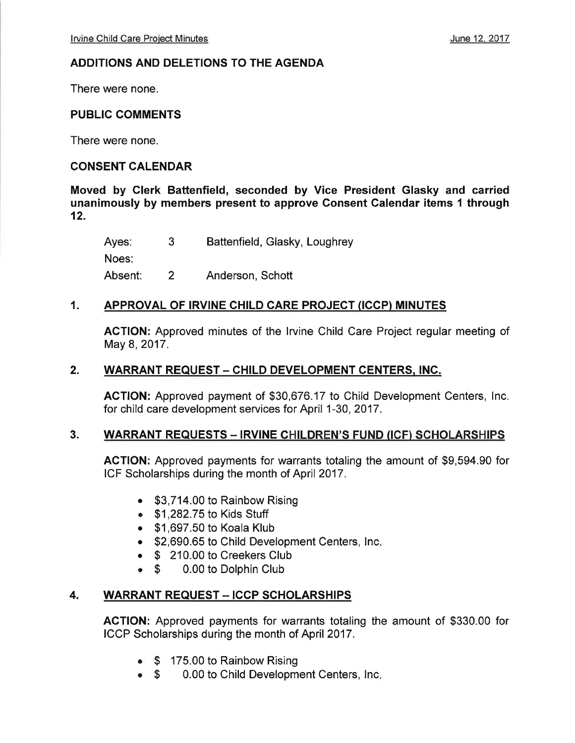## ADDITIONS AND DELETIONS TO THE AGENDA

There were none.

## PUBLIC COMMENTS

There were none.

## CONSENT CALENDAR

**Moved by Clerk Battenfield, seconded by Vice President Glasky and carried unanimously by members present to approve Consent Calendar items 1 through 12.**

| | | |
|---|---|---|
| Ayes: | 3 | Battenfield, Glasky, Loughrey |
| Noes: | | |
| Absent: | 2 | Anderson, Schott |

### 1. APPROVAL OF IRVINE CHILD CARE PROJECT (ICCP) MINUTES

**ACTION:** Approved minutes of the Irvine Child Care Project regular meeting of May 8, 2017.

### 2. WARRANT REQUEST – CHILD DEVELOPMENT CENTERS, INC.

**ACTION:** Approved payment of $30,676.17 to Child Development Centers, Inc. for child care development services for April 1-30, 2017.

### 3. WARRANT REQUESTS – IRVINE CHILDREN'S FUND (ICF) SCHOLARSHIPS

**ACTION:** Approved payments for warrants totaling the amount of $9,594.90 for ICF Scholarships during the month of April 2017.

- $3,714.00 to Rainbow Rising
- $1,282.75 to Kids Stuff
- $1,697.50 to Koala Klub
- $2,690.65 to Child Development Centers, Inc.
- $ 210.00 to Creekers Club
- $ 0.00 to Dolphin Club

### 4. WARRANT REQUEST – ICCP SCHOLARSHIPS

**ACTION:** Approved payments for warrants totaling the amount of $330.00 for ICCP Scholarships during the month of April 2017.

- $ 175.00 to Rainbow Rising
- $ 0.00 to Child Development Centers, Inc.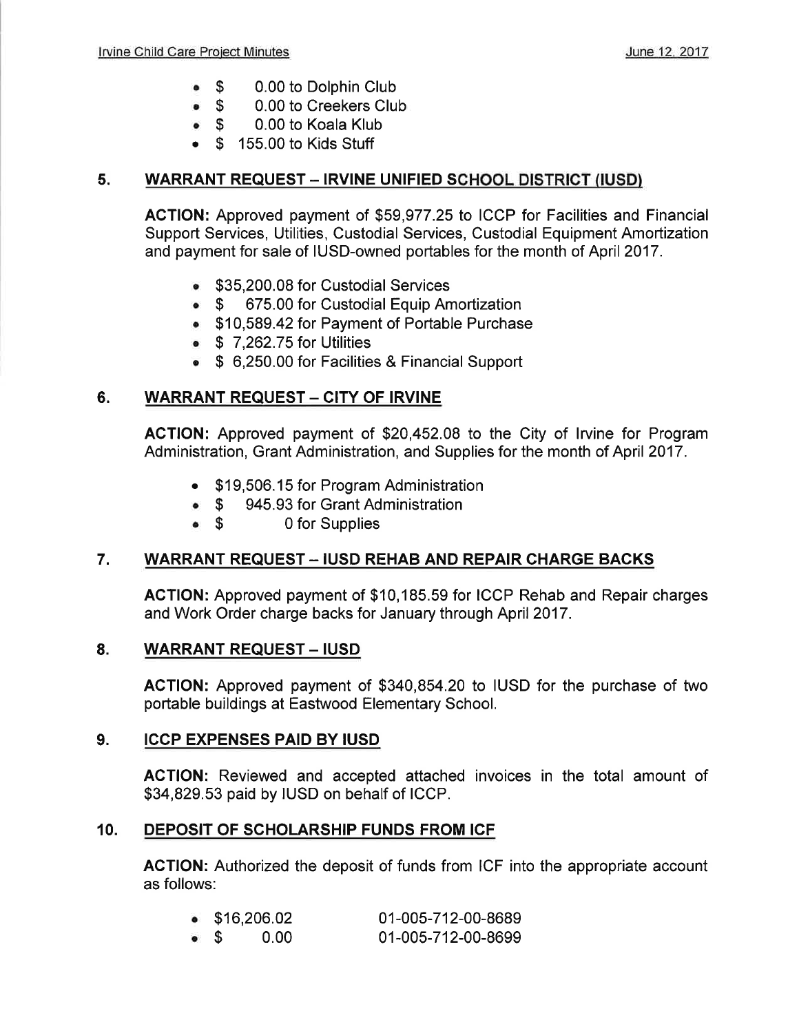- $ 0.00 to Dolphin Club
- $ 0.00 to Creekers Club
- $ 0.00 to Koala Klub
- $ 155.00 to Kids Stuff

## 5. WARRANT REQUEST – IRVINE UNIFIED SCHOOL DISTRICT (IUSD)

**ACTION:** Approved payment of $59,977.25 to ICCP for Facilities and Financial Support Services, Utilities, Custodial Services, Custodial Equipment Amortization and payment for sale of IUSD-owned portables for the month of April 2017.

- $35,200.08 for Custodial Services
- $ 675.00 for Custodial Equip Amortization
- $10,589.42 for Payment of Portable Purchase
- $ 7,262.75 for Utilities
- $ 6,250.00 for Facilities & Financial Support

## 6. WARRANT REQUEST – CITY OF IRVINE

**ACTION:** Approved payment of $20,452.08 to the City of Irvine for Program Administration, Grant Administration, and Supplies for the month of April 2017.

- $19,506.15 for Program Administration
- $ 945.93 for Grant Administration
- $ 0 for Supplies

## 7. WARRANT REQUEST – IUSD REHAB AND REPAIR CHARGE BACKS

**ACTION:** Approved payment of $10,185.59 for ICCP Rehab and Repair charges and Work Order charge backs for January through April 2017.

## 8. WARRANT REQUEST – IUSD

**ACTION:** Approved payment of $340,854.20 to IUSD for the purchase of two portable buildings at Eastwood Elementary School.

## 9. ICCP EXPENSES PAID BY IUSD

**ACTION:** Reviewed and accepted attached invoices in the total amount of $34,829.53 paid by IUSD on behalf of ICCP.

## 10. DEPOSIT OF SCHOLARSHIP FUNDS FROM ICF

**ACTION:** Authorized the deposit of funds from ICF into the appropriate account as follows:

- $16,206.02 01-005-712-00-8689
- $ 0.00 01-005-712-00-8699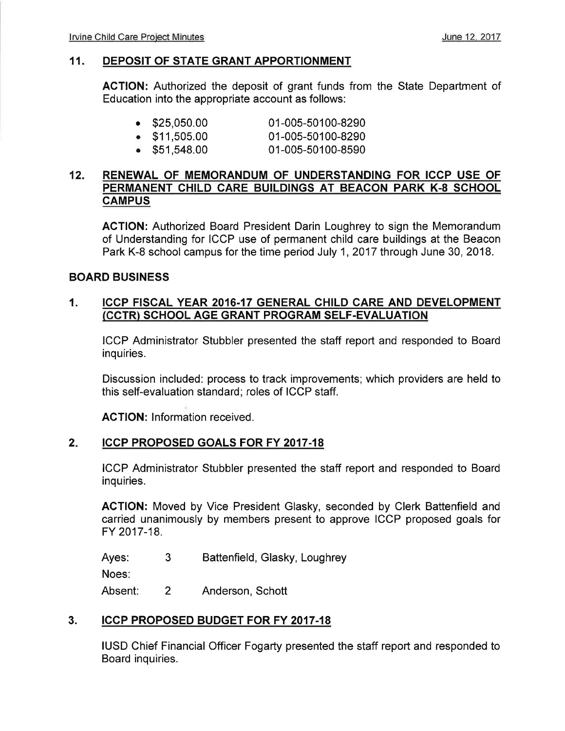## 11. DEPOSIT OF STATE GRANT APPORTIONMENT

**ACTION:** Authorized the deposit of grant funds from the State Department of Education into the appropriate account as follows:

- $25,050.00 01-005-50100-8290
- $11,505.00 01-005-50100-8290
- $51,548.00 01-005-50100-8590

## 12. RENEWAL OF MEMORANDUM OF UNDERSTANDING FOR ICCP USE OF PERMANENT CHILD CARE BUILDINGS AT BEACON PARK K-8 SCHOOL CAMPUS

**ACTION:** Authorized Board President Darin Loughrey to sign the Memorandum of Understanding for ICCP use of permanent child care buildings at the Beacon Park K-8 school campus for the time period July 1, 2017 through June 30, 2018.

# BOARD BUSINESS

## 1. ICCP FISCAL YEAR 2016-17 GENERAL CHILD CARE AND DEVELOPMENT (CCTR) SCHOOL AGE GRANT PROGRAM SELF-EVALUATION

ICCP Administrator Stubbler presented the staff report and responded to Board inquiries.

Discussion included: process to track improvements; which providers are held to this self-evaluation standard; roles of ICCP staff.

**ACTION:** Information received.

## 2. ICCP PROPOSED GOALS FOR FY 2017-18

ICCP Administrator Stubbler presented the staff report and responded to Board inquiries.

**ACTION:** Moved by Vice President Glasky, seconded by Clerk Battenfield and carried unanimously by members present to approve ICCP proposed goals for FY 2017-18.

Ayes: 3 Battenfield, Glasky, Loughrey
Noes:
Absent: 2 Anderson, Schott

## 3. ICCP PROPOSED BUDGET FOR FY 2017-18

IUSD Chief Financial Officer Fogarty presented the staff report and responded to Board inquiries.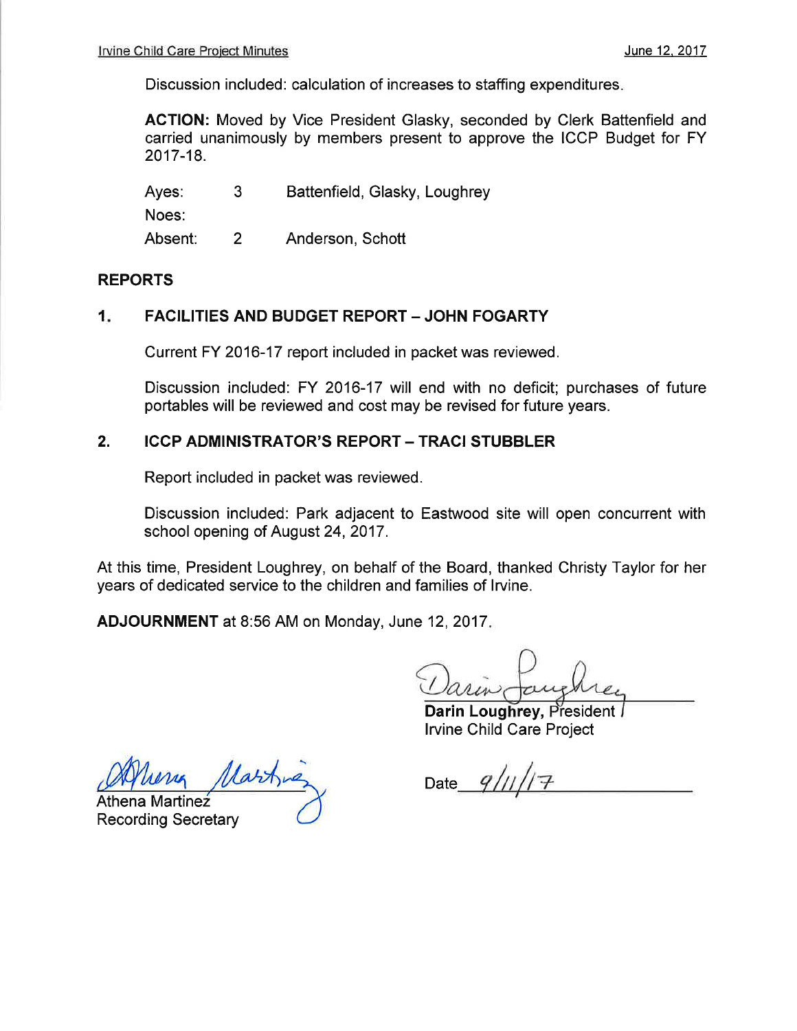Discussion included: calculation of increases to staffing expenditures.

**ACTION:** Moved by Vice President Glasky, seconded by Clerk Battenfield and carried unanimously by members present to approve the ICCP Budget for FY 2017-18.

| | | |
|---|---|---|
| Ayes: | 3 | Battenfield, Glasky, Loughrey |
| Noes: | | |
| Absent: | 2 | Anderson, Schott |

## REPORTS

### 1. FACILITIES AND BUDGET REPORT – JOHN FOGARTY

Current FY 2016-17 report included in packet was reviewed.

Discussion included: FY 2016-17 will end with no deficit; purchases of future portables will be reviewed and cost may be revised for future years.

### 2. ICCP ADMINISTRATOR'S REPORT – TRACI STUBBLER

Report included in packet was reviewed.

Discussion included: Park adjacent to Eastwood site will open concurrent with school opening of August 24, 2017.

At this time, President Loughrey, on behalf of the Board, thanked Christy Taylor for her years of dedicated service to the children and families of Irvine.

**ADJOURNMENT** at 8:56 AM on Monday, June 12, 2017.

Darin Loughrey

**Darin Loughrey,** President
Irvine Child Care Project

Date 9/11/17

Athena Martinez

Athena Martinez
Recording Secretary